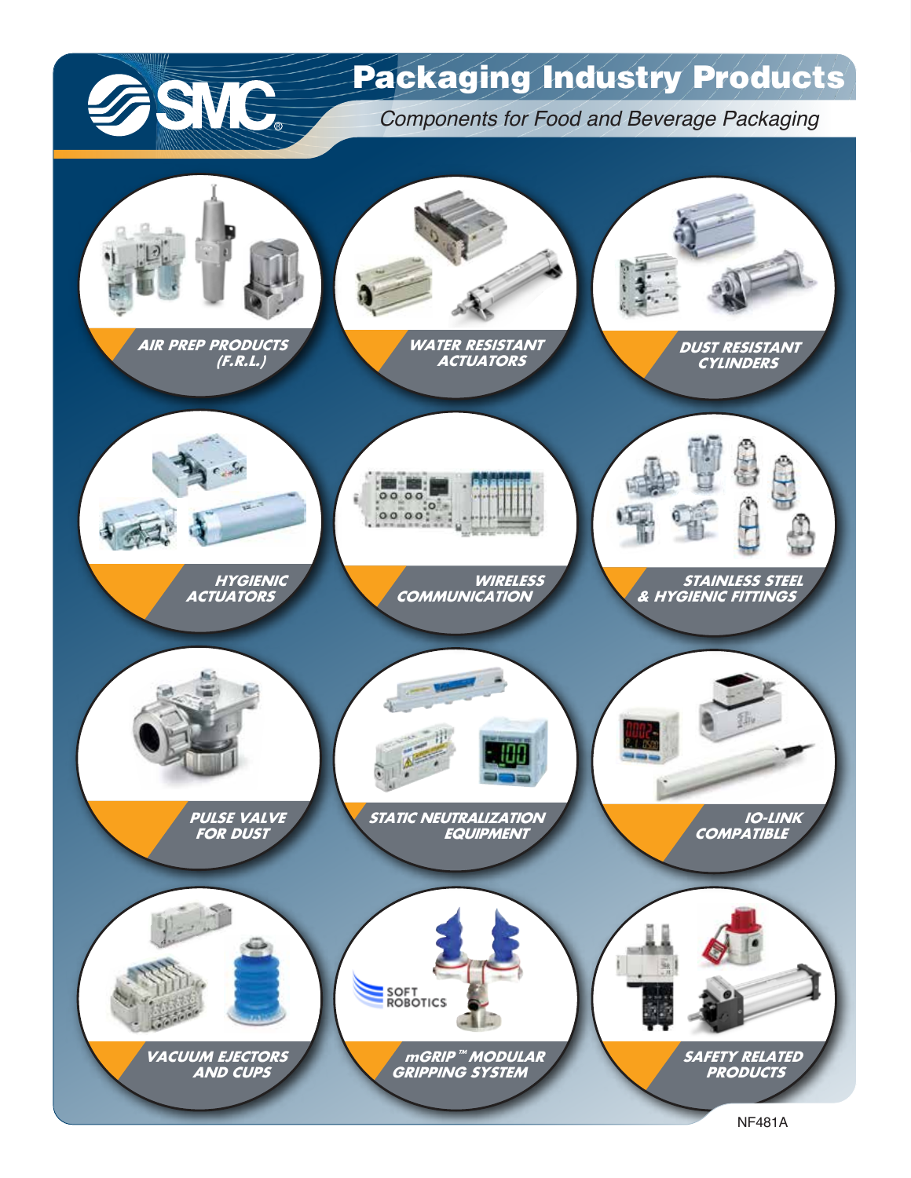# SMC

# Packaging Industry Products

*Components for Food and Beverage Packaging*

- AIR PREP PRODUCTS (F.R.L.)
- WATER RESISTANT ACTUATORS
- DUST RESISTANT CYLINDERS
- HYGIENIC ACTUATORS
- WIRELESS COMMUNICATION
- STAINLESS STEEL & HYGIENIC FITTINGS
- PULSE VALVE FOR DUST
- STATIC NEUTRALIZATION EQUIPMENT
- IO-LINK COMPATIBLE
- VACUUM EJECTORS AND CUPS
- mGRIP™ MODULAR GRIPPING SYSTEM
- SAFETY RELATED PRODUCTS

SOFT ROBOTICS

NF481A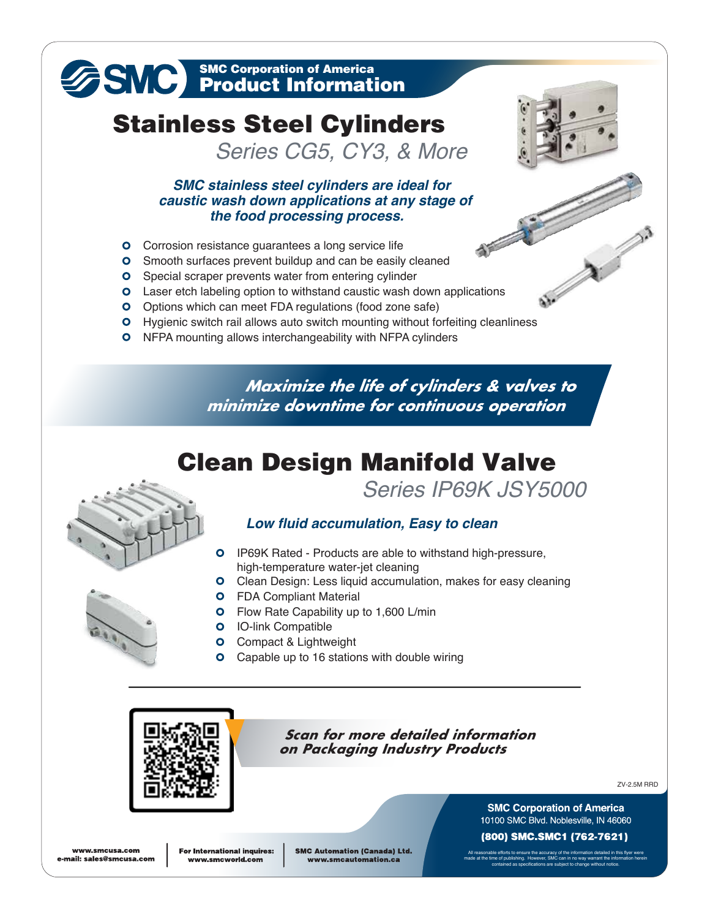SMC Corporation of America
**Product Information**

# Stainless Steel Cylinders

*Series CG5, CY3, & More*

***SMC stainless steel cylinders are ideal for caustic wash down applications at any stage of the food processing process.***

- Corrosion resistance guarantees a long service life
- Smooth surfaces prevent buildup and can be easily cleaned
- Special scraper prevents water from entering cylinder
- Laser etch labeling option to withstand caustic wash down applications
- Options which can meet FDA regulations (food zone safe)
- Hygienic switch rail allows auto switch mounting without forfeiting cleanliness
- NFPA mounting allows interchangeability with NFPA cylinders

***Maximize the life of cylinders & valves to minimize downtime for continuous operation***

# Clean Design Manifold Valve

*Series IP69K JSY5000*

***Low fluid accumulation, Easy to clean***

- IP69K Rated - Products are able to withstand high-pressure, high-temperature water-jet cleaning
- Clean Design: Less liquid accumulation, makes for easy cleaning
- FDA Compliant Material
- Flow Rate Capability up to 1,600 L/min
- IO-link Compatible
- Compact & Lightweight
- Capable up to 16 stations with double wiring

***Scan for more detailed information on Packaging Industry Products***

ZV-2.5M RRD

**SMC Corporation of America**
10100 SMC Blvd. Noblesville, IN 46060
**(800) SMC.SMC1 (762-7621)**

All reasonable efforts to ensure the accuracy of the information detailed in this flyer were made at the time of publishing. However, SMC can in no way warrant the information herein contained as specifications are subject to change without notice.

**www.smcusa.com**
**e-mail: sales@smcusa.com**

**For International inquires:**
**www.smcworld.com**

**SMC Automation (Canada) Ltd.**
**www.smcautomation.ca**